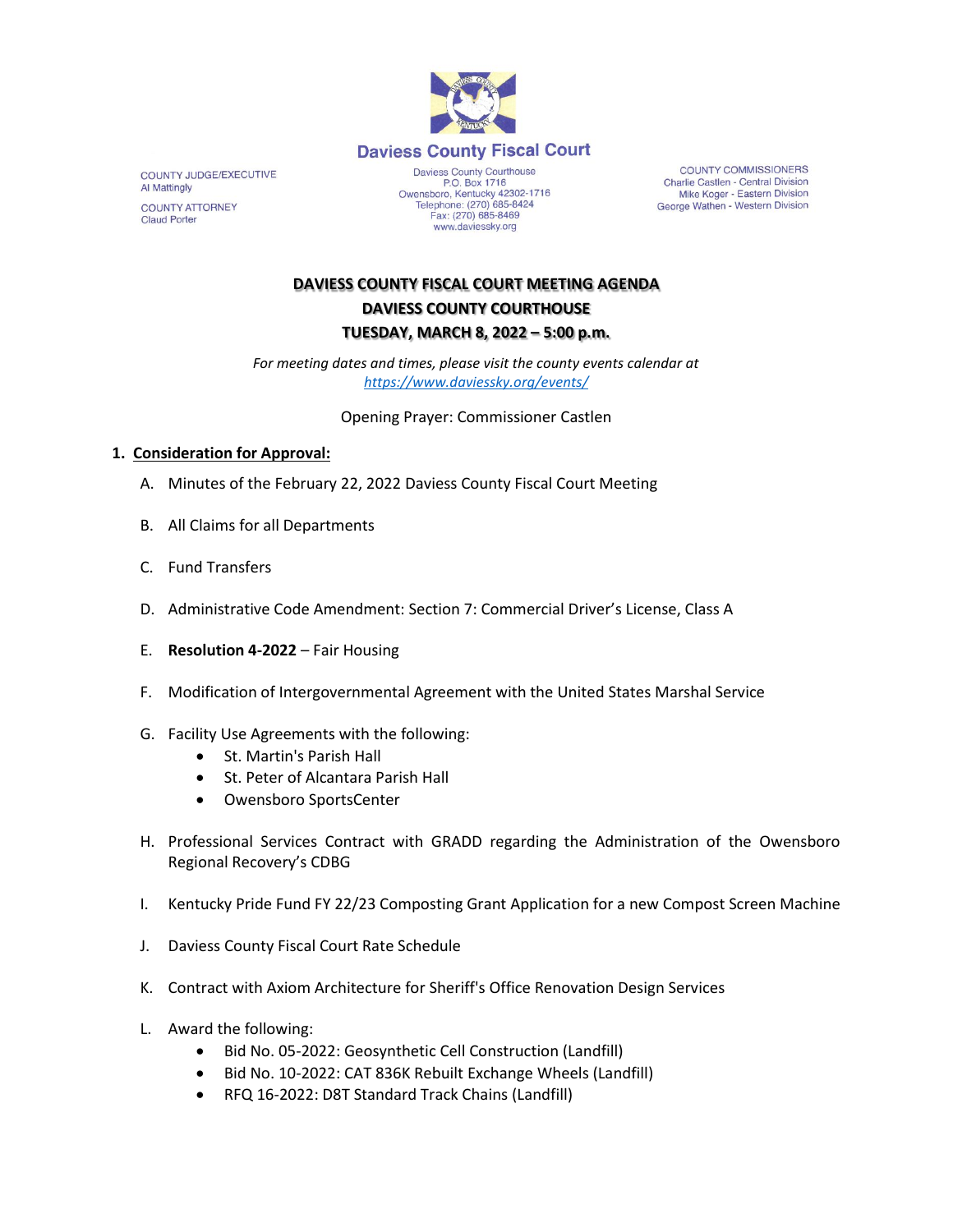# Daviess County Fiscal Court

COUNTY JUDGE/EXECUTIVE
Al Mattingly

COUNTY ATTORNEY
Claud Porter

Daviess County Courthouse
P.O. Box 1716
Owensboro, Kentucky 42302-1716
Telephone: (270) 685-8424
Fax: (270) 685-8469
www.daviessky.org

COUNTY COMMISSIONERS
Charlie Castlen - Central Division
Mike Koger - Eastern Division
George Wathen - Western Division

## DAVIESS COUNTY FISCAL COURT MEETING AGENDA
## DAVIESS COUNTY COURTHOUSE
## TUESDAY, MARCH 8, 2022 – 5:00 p.m.

*For meeting dates and times, please visit the county events calendar at https://www.daviessky.org/events/*

Opening Prayer: Commissioner Castlen

1. **Consideration for Approval:**

   A. Minutes of the February 22, 2022 Daviess County Fiscal Court Meeting

   B. All Claims for all Departments

   C. Fund Transfers

   D. Administrative Code Amendment: Section 7: Commercial Driver's License, Class A

   E. **Resolution 4-2022** – Fair Housing

   F. Modification of Intergovernmental Agreement with the United States Marshal Service

   G. Facility Use Agreements with the following:
      - St. Martin's Parish Hall
      - St. Peter of Alcantara Parish Hall
      - Owensboro SportsCenter

   H. Professional Services Contract with GRADD regarding the Administration of the Owensboro Regional Recovery's CDBG

   I. Kentucky Pride Fund FY 22/23 Composting Grant Application for a new Compost Screen Machine

   J. Daviess County Fiscal Court Rate Schedule

   K. Contract with Axiom Architecture for Sheriff's Office Renovation Design Services

   L. Award the following:
      - Bid No. 05-2022: Geosynthetic Cell Construction (Landfill)
      - Bid No. 10-2022: CAT 836K Rebuilt Exchange Wheels (Landfill)
      - RFQ 16-2022: D8T Standard Track Chains (Landfill)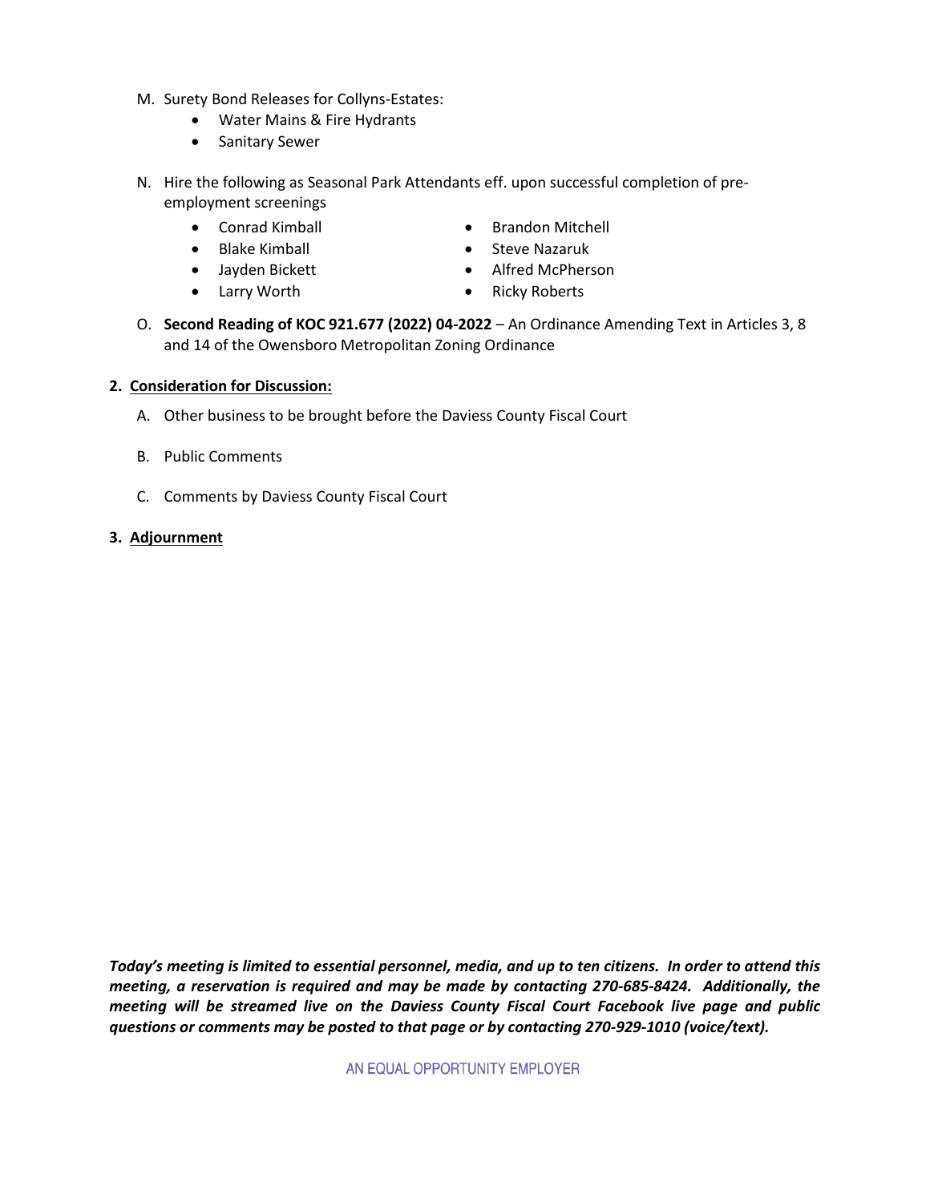M. Surety Bond Releases for Collyns-Estates:
  - Water Mains & Fire Hydrants
  - Sanitary Sewer

N. Hire the following as Seasonal Park Attendants eff. upon successful completion of pre-employment screenings
  - Conrad Kimball
  - Blake Kimball
  - Jayden Bickett
  - Larry Worth
  - Brandon Mitchell
  - Steve Nazaruk
  - Alfred McPherson
  - Ricky Roberts

O. **Second Reading of KOC 921.677 (2022) 04-2022** – An Ordinance Amending Text in Articles 3, 8 and 14 of the Owensboro Metropolitan Zoning Ordinance

**2. Consideration for Discussion:**

A. Other business to be brought before the Daviess County Fiscal Court

B. Public Comments

C. Comments by Daviess County Fiscal Court

**3. Adjournment**

***Today's meeting is limited to essential personnel, media, and up to ten citizens. In order to attend this meeting, a reservation is required and may be made by contacting 270-685-8424. Additionally, the meeting will be streamed live on the Daviess County Fiscal Court Facebook live page and public questions or comments may be posted to that page or by contacting 270-929-1010 (voice/text).***

AN EQUAL OPPORTUNITY EMPLOYER